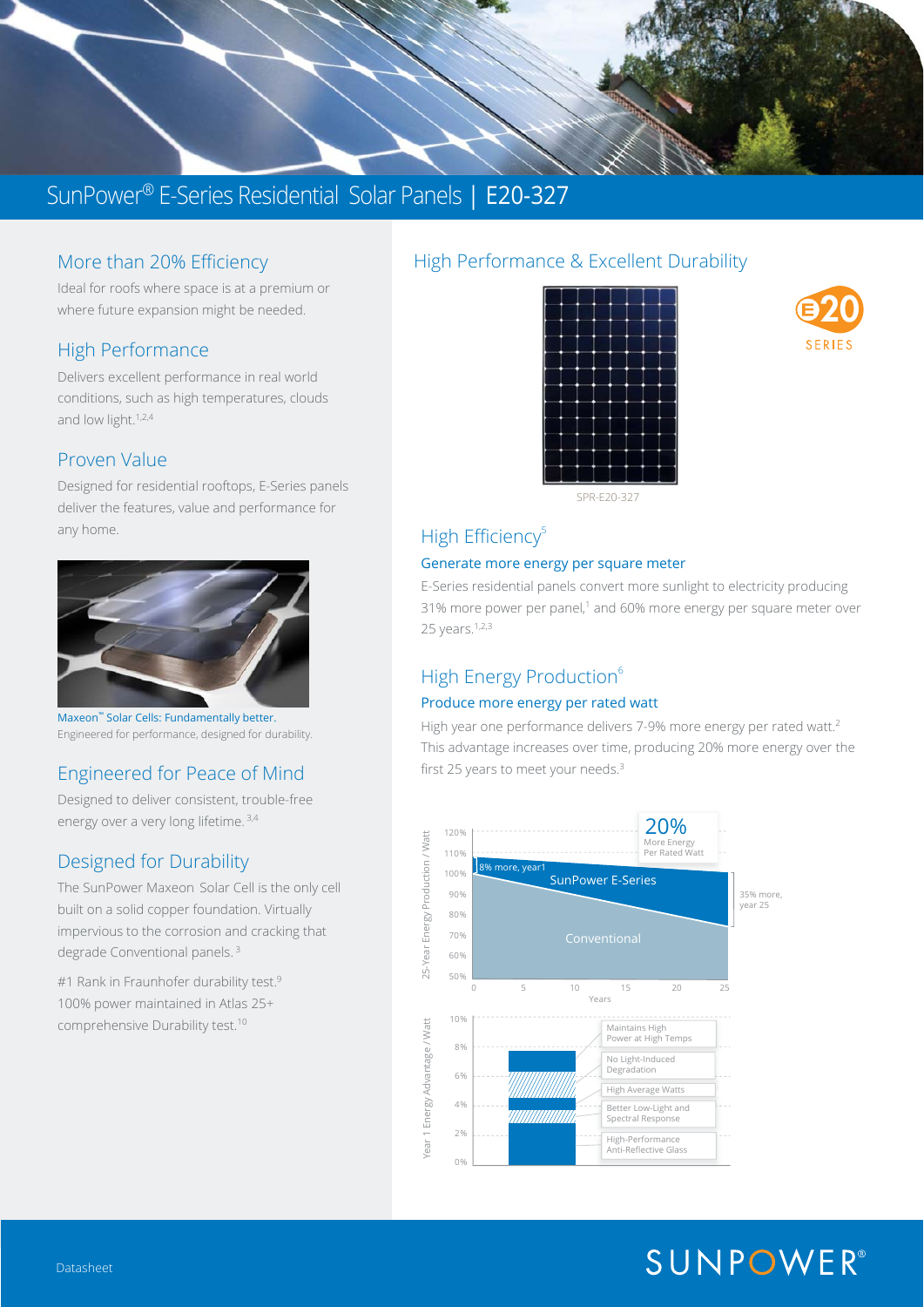# SunPower® E-Series Residential Solar Panels | E20-327

## More than 20% Efficiency

Ideal for roofs where space is at a premium or where future expansion might be needed.

## High Performance

Delivers excellent performance in real world conditions, such as high temperatures, clouds and low light.[1,2,4]

## Proven Value

Designed for residential rooftops, E-Series panels deliver the features, value and performance for any home.

Maxeon™ Solar Cells: Fundamentally better.
Engineered for performance, designed for durability.

## Engineered for Peace of Mind

Designed to deliver consistent, trouble-free energy over a very long lifetime.[3,4]

## Designed for Durability

The SunPower Maxeon Solar Cell is the only cell built on a solid copper foundation. Virtually impervious to the corrosion and cracking that degrade Conventional panels.[3]

#1 Rank in Fraunhofer durability test.[9]
100% power maintained in Atlas 25+ comprehensive Durability test.[10]

## High Performance & Excellent Durability

SPR-E20-327

E20 SERIES

## High Efficiency[5]

### Generate more energy per square meter

E-Series residential panels convert more sunlight to electricity producing 31% more power per panel,[1] and 60% more energy per square meter over 25 years.[1,2,3]

## High Energy Production[6]

### Produce more energy per rated watt

High year one performance delivers 7-9% more energy per rated watt.[2] This advantage increases over time, producing 20% more energy over the first 25 years to meet your needs.[3]

25-Year Energy Production / Watt: 20% More Energy Per Rated Watt; 8% more, year1; SunPower E-Series; Conventional; 35% more, year 25. (Years 0–25; 50%–120%)

Year 1 Energy Advantage / Watt (0%–10%):
- Maintains High Power at High Temps
- No Light-Induced Degradation
- High Average Watts
- Better Low-Light and Spectral Response
- High-Performance Anti-Reflective Glass

Datasheet

SUNPOWER®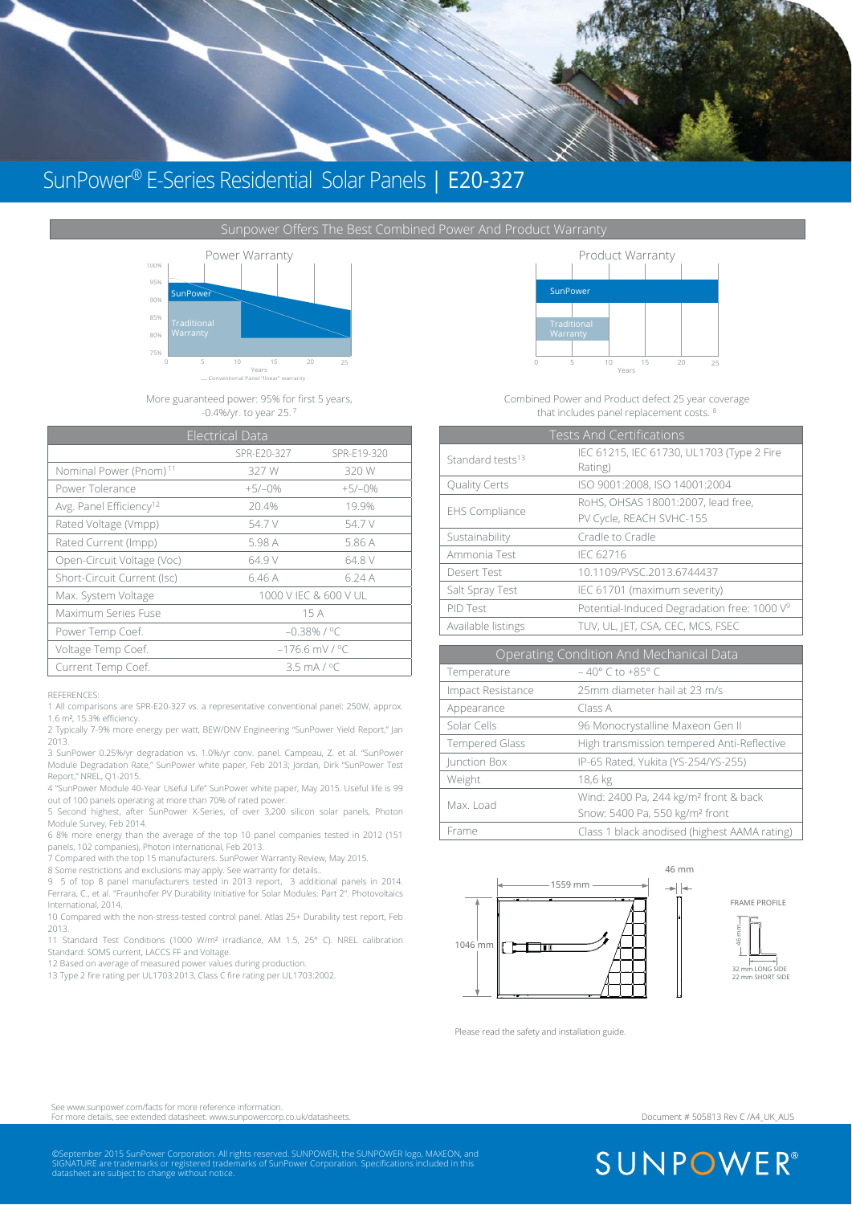# SunPower® E-Series Residential Solar Panels | E20-327

## Sunpower Offers The Best Combined Power And Product Warranty

Power Warranty

100%
95%
90%
85%
80%
75%
SunPower
Traditional Warranty
0 5 10 15 20 25
Years
Conventional Panel "linear" warranty

More guaranteed power: 95% for first 5 years, -0.4%/yr. to year 25.[7]

Product Warranty

SunPower
Traditional Warranty
0 5 10 15 20 25
Years

Combined Power and Product defect 25 year coverage that includes panel replacement costs.[8]

| Electrical Data | | |
|---|---|---|
| | SPR-E20-327 | SPR-E19-320 |
| Nominal Power (Pnom)[11] | 327 W | 320 W |
| Power Tolerance | +5/−0% | +5/−0% |
| Avg. Panel Efficiency[12] | 20.4% | 19.9% |
| Rated Voltage (Vmpp) | 54.7 V | 54.7 V |
| Rated Current (Impp) | 5.98 A | 5.86 A |
| Open-Circuit Voltage (Voc) | 64.9 V | 64.8 V |
| Short-Circuit Current (Isc) | 6.46 A | 6.24 A |
| Max. System Voltage | 1000 V IEC & 600 V UL | |
| Maximum Series Fuse | 15 A | |
| Power Temp Coef. | −0.38% / °C | |
| Voltage Temp Coef. | −176.6 mV / °C | |
| Current Temp Coef. | 3.5 mA / °C | |

| Tests And Certifications | |
|---|---|
| Standard tests[13] | IEC 61215, IEC 61730, UL1703 (Type 2 Fire Rating) |
| Quality Certs | ISO 9001:2008, ISO 14001:2004 |
| EHS Compliance | RoHS, OHSAS 18001:2007, lead free, PV Cycle, REACH SVHC-155 |
| Sustainability | Cradle to Cradle |
| Ammonia Test | IEC 62716 |
| Desert Test | 10.1109/PVSC.2013.6744437 |
| Salt Spray Test | IEC 61701 (maximum severity) |
| PID Test | Potential-Induced Degradation free: 1000 V[9] |
| Available listings | TUV, UL, JET, CSA, CEC, MCS, FSEC |

| Operating Condition And Mechanical Data | |
|---|---|
| Temperature | – 40° C to +85° C |
| Impact Resistance | 25mm diameter hail at 23 m/s |
| Appearance | Class A |
| Solar Cells | 96 Monocrystalline Maxeon Gen II |
| Tempered Glass | High transmission tempered Anti-Reflective |
| Junction Box | IP-65 Rated, Yukita (YS-254/YS-255) |
| Weight | 18,6 kg |
| Max. Load | Wind: 2400 Pa, 244 kg/m² front & back<br>Snow: 5400 Pa, 550 kg/m² front |
| Frame | Class 1 black anodised (highest AAMA rating) |

1559 mm
1046 mm
46 mm
FRAME PROFILE
46 mm
32 mm LONG SIDE
22 mm SHORT SIDE

Please read the safety and installation guide.

REFERENCES:

1 All comparisons are SPR-E20-327 vs. a representative conventional panel: 250W, approx. 1.6 m², 15.3% efficiency.

2 Typically 7-9% more energy per watt, BEW/DNV Engineering "SunPower Yield Report," Jan 2013.

3 SunPower 0.25%/yr degradation vs. 1.0%/yr conv. panel. Campeau, Z. et al. "SunPower Module Degradation Rate," SunPower white paper, Feb 2013; Jordan, Dirk "SunPower Test Report," NREL, Q1-2015.

4 "SunPower Module 40-Year Useful Life" SunPower white paper, May 2015. Useful life is 99 out of 100 panels operating at more than 70% of rated power.

5 Second highest, after SunPower X-Series, of over 3,200 silicon solar panels, Photon Module Survey, Feb 2014.

6 8% more energy than the average of the top 10 panel companies tested in 2012 (151 panels, 102 companies), Photon International, Feb 2013.

7 Compared with the top 15 manufacturers. SunPower Warranty Review, May 2015.

8 Some restrictions and exclusions may apply. See warranty for details..

9 5 of top 8 panel manufacturers tested in 2013 report, 3 additional panels in 2014. Ferrara, C., et al. "Fraunhofer PV Durability Initiative for Solar Modules: Part 2". Photovoltaics International, 2014.

10 Compared with the non-stress-tested control panel. Atlas 25+ Durability test report, Feb 2013.

11 Standard Test Conditions (1000 W/m² irradiance, AM 1.5, 25° C). NREL calibration Standard: SOMS current, LACCS FF and Voltage.

12 Based on average of measured power values during production.

13 Type 2 fire rating per UL1703:2013, Class C fire rating per UL1703:2002.

See www.sunpower.com/facts for more reference information.
For more details, see extended datasheet: www.sunpowercorp.co.uk/datasheets.

Document # 505813 Rev C /A4_UK_AUS

©September 2015 SunPower Corporation. All rights reserved. SUNPOWER, the SUNPOWER logo, MAXEON, and SIGNATURE are trademarks or registered trademarks of SunPower Corporation. Specifications included in this datasheet are subject to change without notice.

SUNPOWER®